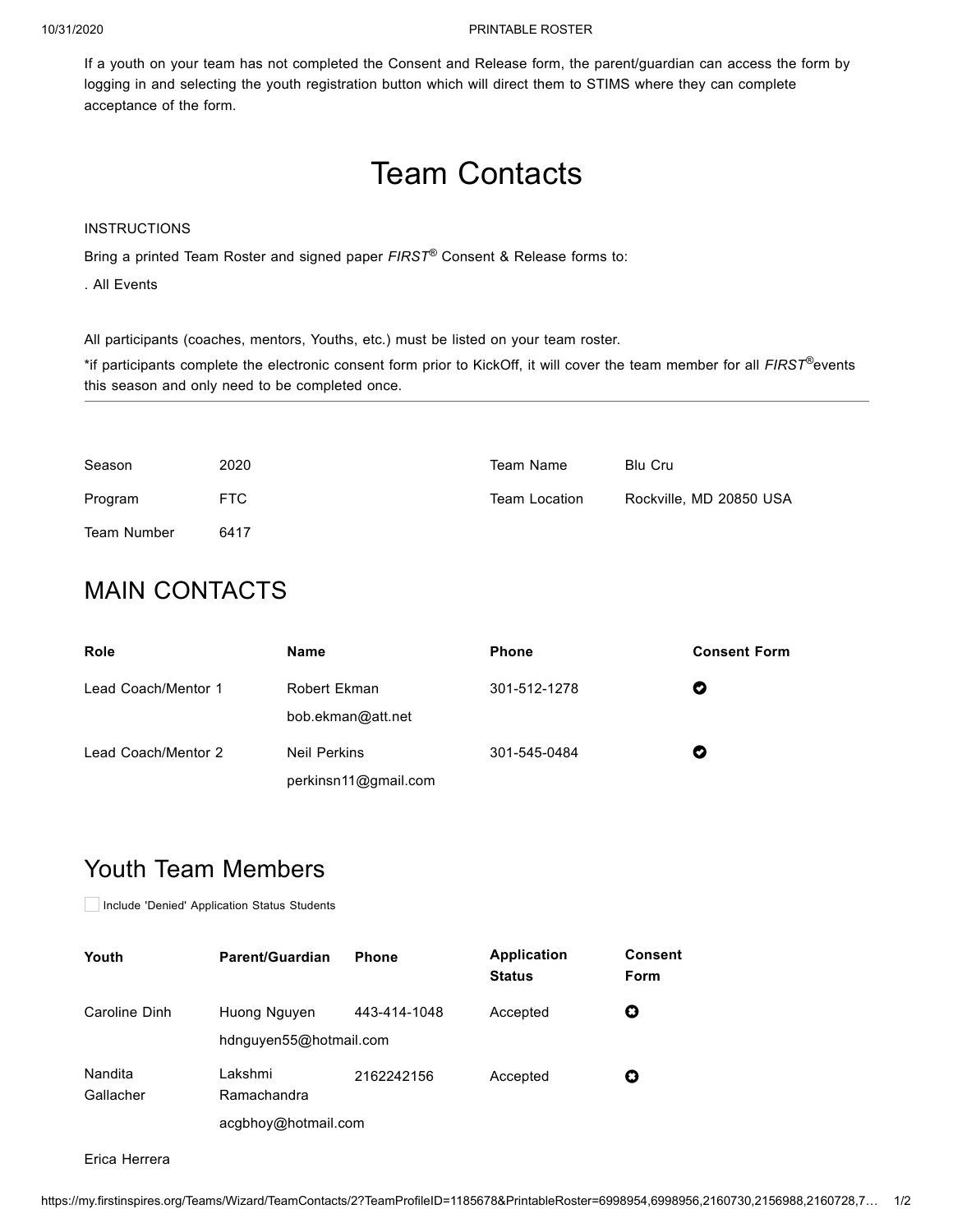If a youth on your team has not completed the Consent and Release form, the parent/guardian can access the form by logging in and selecting the youth registration button which will direct them to STIMS where they can complete acceptance of the form.

# Team Contacts

INSTRUCTIONS

Bring a printed Team Roster and signed paper *FIRST*® Consent & Release forms to:

. All Events

All participants (coaches, mentors, Youths, etc.) must be listed on your team roster.

*if participants complete the electronic consent form prior to KickOff, it will cover the team member for all *FIRST*® events this season and only need to be completed once.

---

| | | | |
|---|---|---|---|
| Season | 2020 | Team Name | Blu Cru |
| Program | FTC | Team Location | Rockville, MD 20850 USA |
| Team Number | 6417 | | |

## MAIN CONTACTS

| Role | Name | Phone | Consent Form |
|---|---|---|---|
| Lead Coach/Mentor 1 | Robert Ekman<br>bob.ekman@att.net | 301-512-1278 | ✔ |
| Lead Coach/Mentor 2 | Neil Perkins<br>perkinsn11@gmail.com | 301-545-0484 | ✔ |

## Youth Team Members

☐ Include 'Denied' Application Status Students

| Youth | Parent/Guardian | Phone | Application Status | Consent Form |
|---|---|---|---|---|
| Caroline Dinh | Huong Nguyen<br>hdnguyen55@hotmail.com | 443-414-1048 | Accepted | ✖ |
| Nandita Gallacher | Lakshmi Ramachandra<br>acgbhoy@hotmail.com | 2162242156 | Accepted | ✖ |
| Erica Herrera | | | | |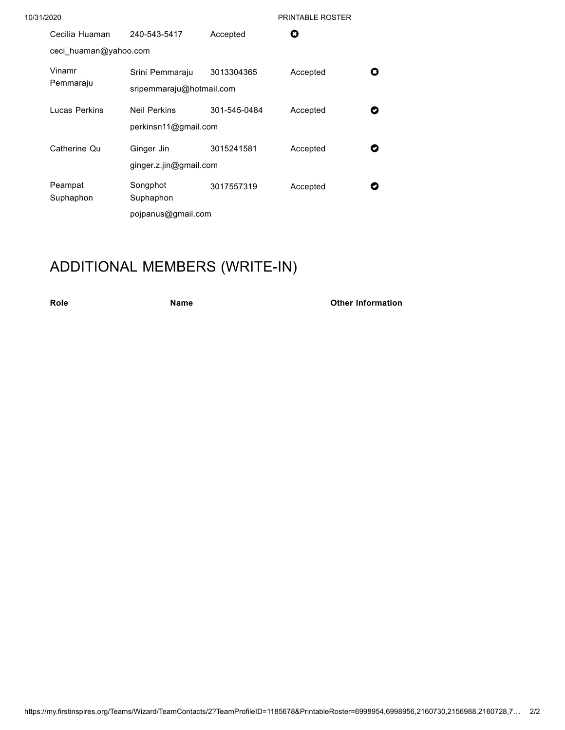| | | | | |
|---|---|---|---|---|
| Cecilia Huaman<br>ceci_huaman@yahoo.com | 240-543-5417 | Accepted | ✖ | |
| Vinamr Pemmaraju | Srini Pemmaraju<br>sripemmaraju@hotmail.com | 3013304365 | Accepted | ✖ |
| Lucas Perkins | Neil Perkins<br>perkinsn11@gmail.com | 301-545-0484 | Accepted | ✔ |
| Catherine Qu | Ginger Jin<br>ginger.z.jin@gmail.com | 3015241581 | Accepted | ✔ |
| Peampat Suphaphon | Songphot Suphaphon<br>pojpanus@gmail.com | 3017557319 | Accepted | ✔ |

# ADDITIONAL MEMBERS (WRITE-IN)

| Role | Name | Other Information |
|---|---|---|